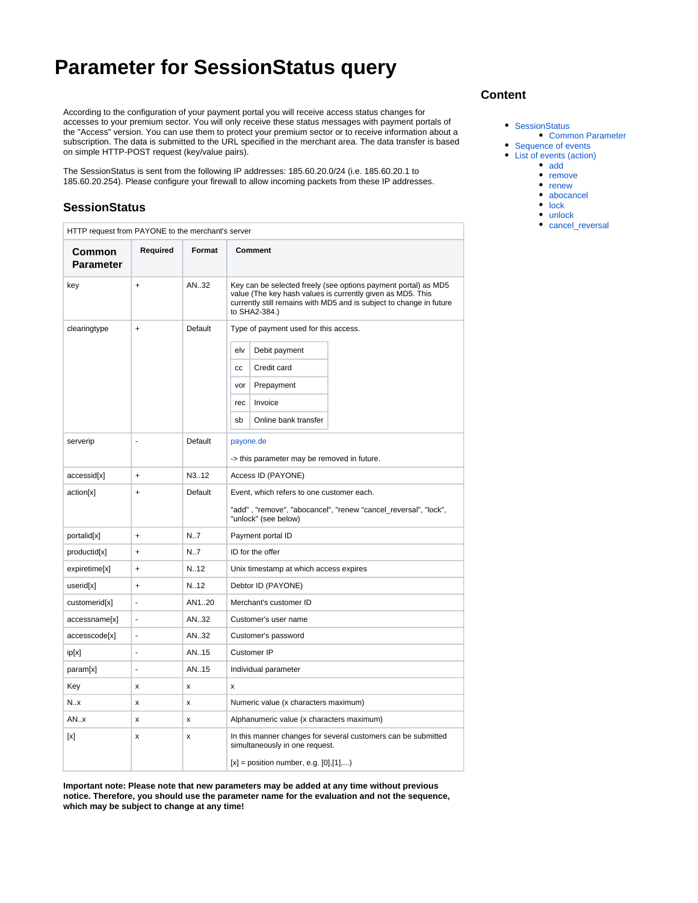# Parameter for SessionStatus query

## Content

- SessionStatus
  - Common Parameter
- Sequence of events
- List of events (action)
  - add
  - remove
  - renew
  - abocancel
  - lock
  - unlock
  - cancel_reversal

According to the configuration of your payment portal you will receive access status changes for accesses to your premium sector. You will only receive these status messages with payment portals of the "Access" version. You can use them to protect your premium sector or to receive information about a subscription. The data is submitted to the URL specified in the merchant area. The data transfer is based on simple HTTP-POST request (key/value pairs).

The SessionStatus is sent from the following IP addresses: 185.60.20.0/24 (i.e. 185.60.20.1 to 185.60.20.254). Please configure your firewall to allow incoming packets from these IP addresses.

## SessionStatus

HTTP request from PAYONE to the merchant's server

| Common Parameter | Required | Format | Comment |
|---|---|---|---|
| key | + | AN..32 | Key can be selected freely (see options payment portal) as MD5 value (The key hash values is currently given as MD5. This currently still remains with MD5 and is subject to change in future to SHA2-384.) |
| clearingtype | + | Default | Type of payment used for this access.<br>elv: Debit payment<br>cc: Credit card<br>vor: Prepayment<br>rec: Invoice<br>sb: Online bank transfer |
| serverip | - | Default | payone.de<br>-> this parameter may be removed in future. |
| accessid[x] | + | N3..12 | Access ID (PAYONE) |
| action[x] | + | Default | Event, which refers to one customer each.<br>"add" , "remove", "abocancel", "renew "cancel_reversal", "lock", "unlock" (see below) |
| portalid[x] | + | N..7 | Payment portal ID |
| productid[x] | + | N..7 | ID for the offer |
| expiretime[x] | + | N..12 | Unix timestamp at which access expires |
| userid[x] | + | N..12 | Debtor ID (PAYONE) |
| customerid[x] | - | AN1..20 | Merchant's customer ID |
| accessname[x] | - | AN..32 | Customer's user name |
| accesscode[x] | - | AN..32 | Customer's password |
| ip[x] | - | AN..15 | Customer IP |
| param[x] | - | AN..15 | Individual parameter |
| Key | x | x | x |
| N..x | x | x | Numeric value (x characters maximum) |
| AN..x | x | x | Alphanumeric value (x characters maximum) |
| [x] | x | x | In this manner changes for several customers can be submitted simultaneously in one request.<br>[x] = position number, e.g. [0],[1],...) |

**Important note: Please note that new parameters may be added at any time without previous notice. Therefore, you should use the parameter name for the evaluation and not the sequence, which may be subject to change at any time!**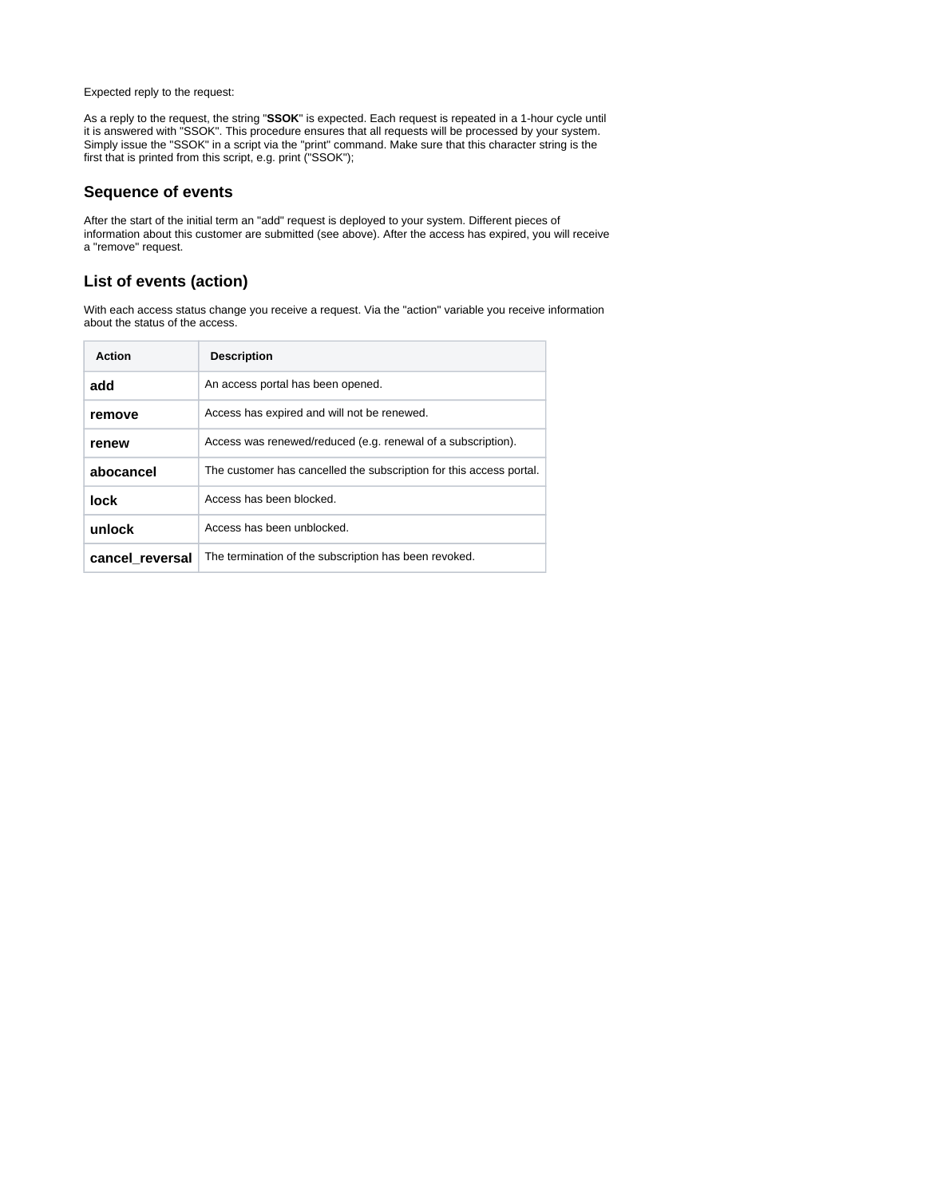Expected reply to the request:

As a reply to the request, the string "**SSOK**" is expected. Each request is repeated in a 1-hour cycle until it is answered with "SSOK". This procedure ensures that all requests will be processed by your system. Simply issue the "SSOK" in a script via the "print" command. Make sure that this character string is the first that is printed from this script, e.g. print ("SSOK");

## Sequence of events

After the start of the initial term an "add" request is deployed to your system. Different pieces of information about this customer are submitted (see above). After the access has expired, you will receive a "remove" request.

## List of events (action)

With each access status change you receive a request. Via the "action" variable you receive information about the status of the access.

| Action | Description |
|---|---|
| **add** | An access portal has been opened. |
| **remove** | Access has expired and will not be renewed. |
| **renew** | Access was renewed/reduced (e.g. renewal of a subscription). |
| **abocancel** | The customer has cancelled the subscription for this access portal. |
| **lock** | Access has been blocked. |
| **unlock** | Access has been unblocked. |
| **cancel_reversal** | The termination of the subscription has been revoked. |